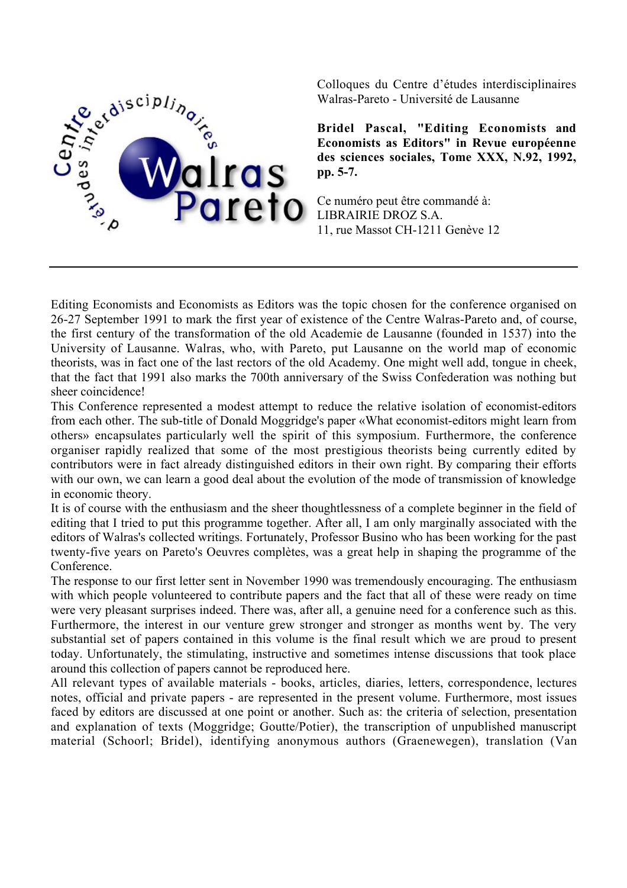Colloques du Centre d'études interdisciplinaires Walras-Pareto - Université de Lausanne

**Bridel Pascal, "Editing Economists and Economists as Editors" in Revue européenne des sciences sociales, Tome XXX, N.92, 1992, pp. 5-7.**

Ce numéro peut être commandé à:
LIBRAIRIE DROZ S.A.
11, rue Massot CH-1211 Genève 12

---

Editing Economists and Economists as Editors was the topic chosen for the conference organised on 26-27 September 1991 to mark the first year of existence of the Centre Walras-Pareto and, of course, the first century of the transformation of the old Academie de Lausanne (founded in 1537) into the University of Lausanne. Walras, who, with Pareto, put Lausanne on the world map of economic theorists, was in fact one of the last rectors of the old Academy. One might well add, tongue in cheek, that the fact that 1991 also marks the 700th anniversary of the Swiss Confederation was nothing but sheer coincidence!

This Conference represented a modest attempt to reduce the relative isolation of economist-editors from each other. The sub-title of Donald Moggridge's paper «What economist-editors might learn from others» encapsulates particularly well the spirit of this symposium. Furthermore, the conference organiser rapidly realized that some of the most prestigious theorists being currently edited by contributors were in fact already distinguished editors in their own right. By comparing their efforts with our own, we can learn a good deal about the evolution of the mode of transmission of knowledge in economic theory.

It is of course with the enthusiasm and the sheer thoughtlessness of a complete beginner in the field of editing that I tried to put this programme together. After all, I am only marginally associated with the editors of Walras's collected writings. Fortunately, Professor Busino who has been working for the past twenty-five years on Pareto's Oeuvres complètes, was a great help in shaping the programme of the Conference.

The response to our first letter sent in November 1990 was tremendously encouraging. The enthusiasm with which people volunteered to contribute papers and the fact that all of these were ready on time were very pleasant surprises indeed. There was, after all, a genuine need for a conference such as this. Furthermore, the interest in our venture grew stronger and stronger as months went by. The very substantial set of papers contained in this volume is the final result which we are proud to present today. Unfortunately, the stimulating, instructive and sometimes intense discussions that took place around this collection of papers cannot be reproduced here.

All relevant types of available materials - books, articles, diaries, letters, correspondence, lectures notes, official and private papers - are represented in the present volume. Furthermore, most issues faced by editors are discussed at one point or another. Such as: the criteria of selection, presentation and explanation of texts (Moggridge; Goutte/Potier), the transcription of unpublished manuscript material (Schoorl; Bridel), identifying anonymous authors (Graenewegen), translation (Van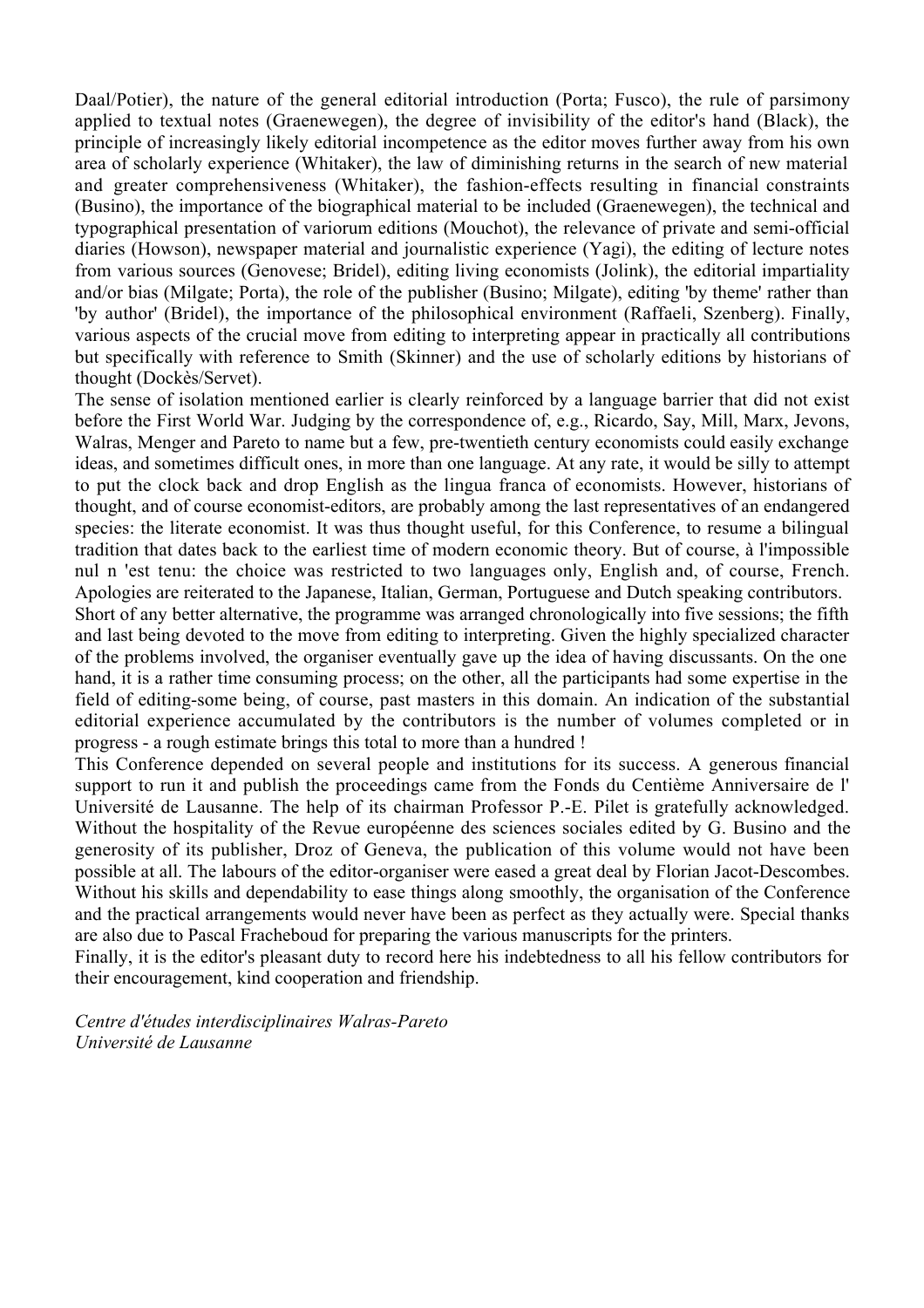Daal/Potier), the nature of the general editorial introduction (Porta; Fusco), the rule of parsimony applied to textual notes (Graenewegen), the degree of invisibility of the editor's hand (Black), the principle of increasingly likely editorial incompetence as the editor moves further away from his own area of scholarly experience (Whitaker), the law of diminishing returns in the search of new material and greater comprehensiveness (Whitaker), the fashion-effects resulting in financial constraints (Busino), the importance of the biographical material to be included (Graenewegen), the technical and typographical presentation of variorum editions (Mouchot), the relevance of private and semi-official diaries (Howson), newspaper material and journalistic experience (Yagi), the editing of lecture notes from various sources (Genovese; Bridel), editing living economists (Jolink), the editorial impartiality and/or bias (Milgate; Porta), the role of the publisher (Busino; Milgate), editing 'by theme' rather than 'by author' (Bridel), the importance of the philosophical environment (Raffaeli, Szenberg). Finally, various aspects of the crucial move from editing to interpreting appear in practically all contributions but specifically with reference to Smith (Skinner) and the use of scholarly editions by historians of thought (Dockès/Servet).

The sense of isolation mentioned earlier is clearly reinforced by a language barrier that did not exist before the First World War. Judging by the correspondence of, e.g., Ricardo, Say, Mill, Marx, Jevons, Walras, Menger and Pareto to name but a few, pre-twentieth century economists could easily exchange ideas, and sometimes difficult ones, in more than one language. At any rate, it would be silly to attempt to put the clock back and drop English as the lingua franca of economists. However, historians of thought, and of course economist-editors, are probably among the last representatives of an endangered species: the literate economist. It was thus thought useful, for this Conference, to resume a bilingual tradition that dates back to the earliest time of modern economic theory. But of course, à l'impossible nul n 'est tenu: the choice was restricted to two languages only, English and, of course, French. Apologies are reiterated to the Japanese, Italian, German, Portuguese and Dutch speaking contributors.

Short of any better alternative, the programme was arranged chronologically into five sessions; the fifth and last being devoted to the move from editing to interpreting. Given the highly specialized character of the problems involved, the organiser eventually gave up the idea of having discussants. On the one hand, it is a rather time consuming process; on the other, all the participants had some expertise in the field of editing-some being, of course, past masters in this domain. An indication of the substantial editorial experience accumulated by the contributors is the number of volumes completed or in progress - a rough estimate brings this total to more than a hundred !

This Conference depended on several people and institutions for its success. A generous financial support to run it and publish the proceedings came from the Fonds du Centième Anniversaire de l' Université de Lausanne. The help of its chairman Professor P.-E. Pilet is gratefully acknowledged. Without the hospitality of the Revue européenne des sciences sociales edited by G. Busino and the generosity of its publisher, Droz of Geneva, the publication of this volume would not have been possible at all. The labours of the editor-organiser were eased a great deal by Florian Jacot-Descombes. Without his skills and dependability to ease things along smoothly, the organisation of the Conference and the practical arrangements would never have been as perfect as they actually were. Special thanks are also due to Pascal Fracheboud for preparing the various manuscripts for the printers.

Finally, it is the editor's pleasant duty to record here his indebtedness to all his fellow contributors for their encouragement, kind cooperation and friendship.

*Centre d'études interdisciplinaires Walras-Pareto*
*Université de Lausanne*